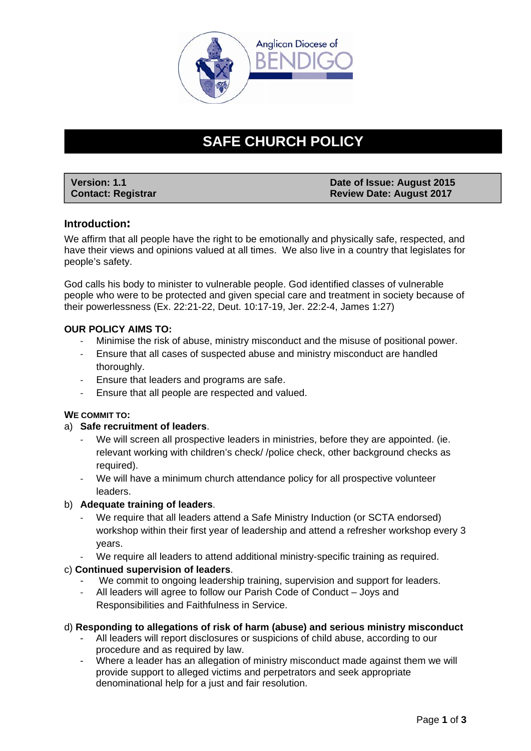Anglican Diocese of BENDIGO

# SAFE CHURCH POLICY

| Version: 1.1 | Date of Issue: August 2015 |
| --- | --- |
| Contact: Registrar | Review Date: August 2017 |

## Introduction:

We affirm that all people have the right to be emotionally and physically safe, respected, and have their views and opinions valued at all times. We also live in a country that legislates for people's safety.

God calls his body to minister to vulnerable people. God identified classes of vulnerable people who were to be protected and given special care and treatment in society because of their powerlessness (Ex. 22:21-22, Deut. 10:17-19, Jer. 22:2-4, James 1:27)

**OUR POLICY AIMS TO:**

- Minimise the risk of abuse, ministry misconduct and the misuse of positional power.
- Ensure that all cases of suspected abuse and ministry misconduct are handled thoroughly.
- Ensure that leaders and programs are safe.
- Ensure that all people are respected and valued.

**WE COMMIT TO:**

a) **Safe recruitment of leaders**.

- We will screen all prospective leaders in ministries, before they are appointed. (ie. relevant working with children's check/ /police check, other background checks as required).
- We will have a minimum church attendance policy for all prospective volunteer leaders.

b) **Adequate training of leaders**.

- We require that all leaders attend a Safe Ministry Induction (or SCTA endorsed) workshop within their first year of leadership and attend a refresher workshop every 3 years.
- We require all leaders to attend additional ministry-specific training as required.

c) **Continued supervision of leaders**.

- We commit to ongoing leadership training, supervision and support for leaders.
- All leaders will agree to follow our Parish Code of Conduct – Joys and Responsibilities and Faithfulness in Service.

d) **Responding to allegations of risk of harm (abuse) and serious ministry misconduct**

- All leaders will report disclosures or suspicions of child abuse, according to our procedure and as required by law.
- Where a leader has an allegation of ministry misconduct made against them we will provide support to alleged victims and perpetrators and seek appropriate denominational help for a just and fair resolution.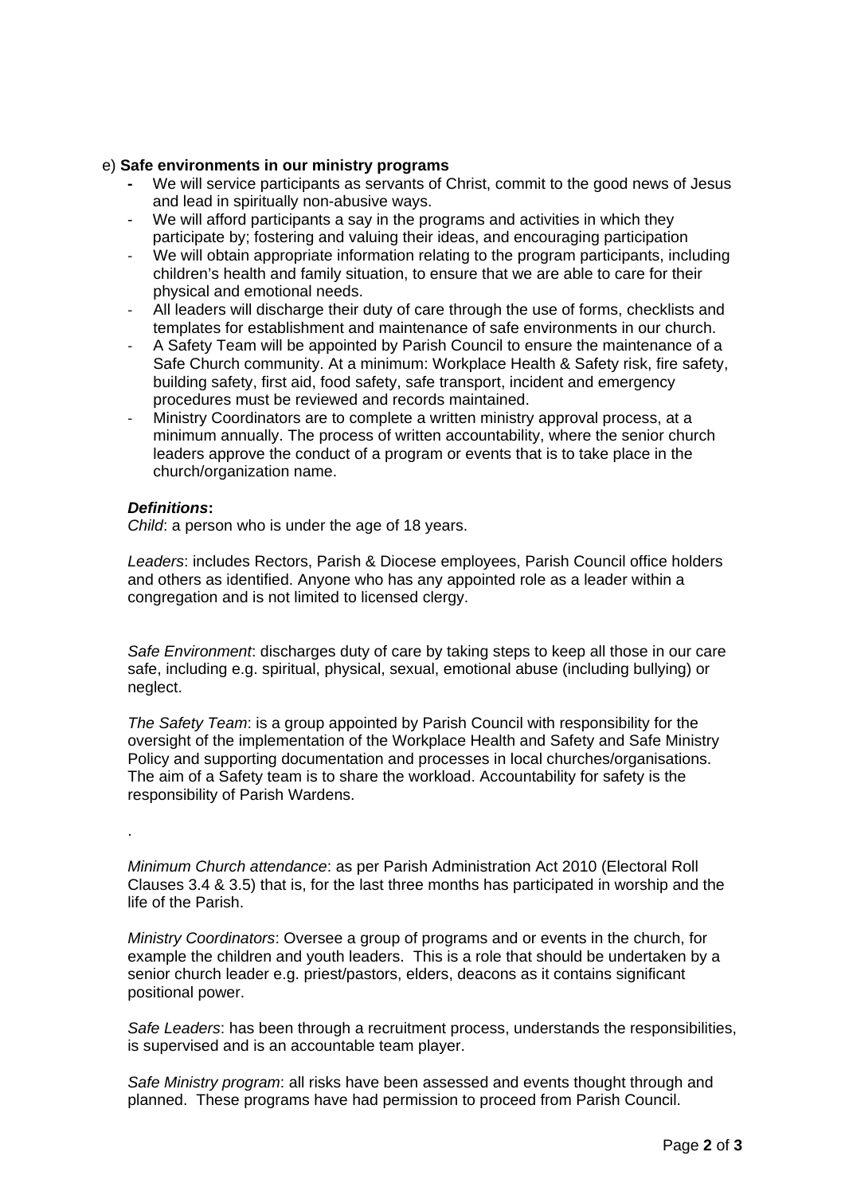e) **Safe environments in our ministry programs**

- We will service participants as servants of Christ, commit to the good news of Jesus and lead in spiritually non-abusive ways.
- We will afford participants a say in the programs and activities in which they participate by; fostering and valuing their ideas, and encouraging participation
- We will obtain appropriate information relating to the program participants, including children's health and family situation, to ensure that we are able to care for their physical and emotional needs.
- All leaders will discharge their duty of care through the use of forms, checklists and templates for establishment and maintenance of safe environments in our church.
- A Safety Team will be appointed by Parish Council to ensure the maintenance of a Safe Church community. At a minimum: Workplace Health & Safety risk, fire safety, building safety, first aid, food safety, safe transport, incident and emergency procedures must be reviewed and records maintained.
- Ministry Coordinators are to complete a written ministry approval process, at a minimum annually. The process of written accountability, where the senior church leaders approve the conduct of a program or events that is to take place in the church/organization name.

***Definitions*:**

*Child*: a person who is under the age of 18 years.

*Leaders*: includes Rectors, Parish & Diocese employees, Parish Council office holders and others as identified. Anyone who has any appointed role as a leader within a congregation and is not limited to licensed clergy.

*Safe Environment*: discharges duty of care by taking steps to keep all those in our care safe, including e.g. spiritual, physical, sexual, emotional abuse (including bullying) or neglect.

*The Safety Team*: is a group appointed by Parish Council with responsibility for the oversight of the implementation of the Workplace Health and Safety and Safe Ministry Policy and supporting documentation and processes in local churches/organisations. The aim of a Safety team is to share the workload. Accountability for safety is the responsibility of Parish Wardens.

.

*Minimum Church attendance*: as per Parish Administration Act 2010 (Electoral Roll Clauses 3.4 & 3.5) that is, for the last three months has participated in worship and the life of the Parish.

*Ministry Coordinators*: Oversee a group of programs and or events in the church, for example the children and youth leaders. This is a role that should be undertaken by a senior church leader e.g. priest/pastors, elders, deacons as it contains significant positional power.

*Safe Leaders*: has been through a recruitment process, understands the responsibilities, is supervised and is an accountable team player.

*Safe Ministry program*: all risks have been assessed and events thought through and planned. These programs have had permission to proceed from Parish Council.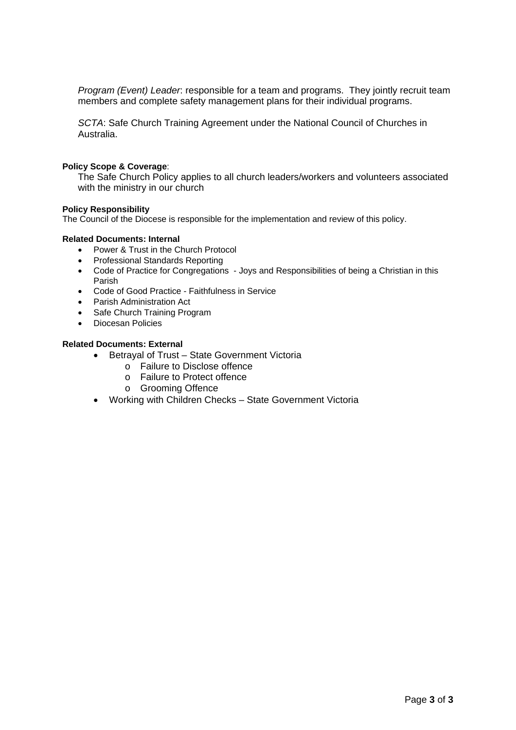*Program (Event) Leader*: responsible for a team and programs. They jointly recruit team members and complete safety management plans for their individual programs.

*SCTA*: Safe Church Training Agreement under the National Council of Churches in Australia.

**Policy Scope & Coverage**:

The Safe Church Policy applies to all church leaders/workers and volunteers associated with the ministry in our church

**Policy Responsibility**

The Council of the Diocese is responsible for the implementation and review of this policy.

**Related Documents: Internal**

- Power & Trust in the Church Protocol
- Professional Standards Reporting
- Code of Practice for Congregations - Joys and Responsibilities of being a Christian in this Parish
- Code of Good Practice - Faithfulness in Service
- Parish Administration Act
- Safe Church Training Program
- Diocesan Policies

**Related Documents: External**

- Betrayal of Trust – State Government Victoria
  - Failure to Disclose offence
  - Failure to Protect offence
  - Grooming Offence
- Working with Children Checks – State Government Victoria